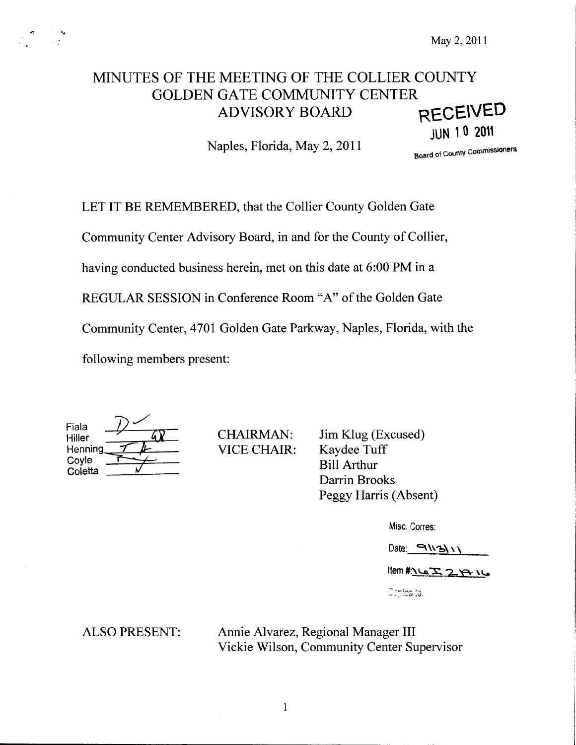May 2, 2011

# MINUTES OF THE MEETING OF THE COLLIER COUNTY GOLDEN GATE COMMUNITY CENTER ADVISORY BOARD

RECEIVED
JUN 10 2011
Board of County Commissioners

Naples, Florida, May 2, 2011

LET IT BE REMEMBERED, that the Collier County Golden Gate Community Center Advisory Board, in and for the County of Collier, having conducted business herein, met on this date at 6:00 PM in a REGULAR SESSION in Conference Room "A" of the Golden Gate Community Center, 4701 Golden Gate Parkway, Naples, Florida, with the following members present:

| | |
|---|---|
| Fiala | ✓ |
| Hiller | |
| Henning | |
| Coyle | |
| Coletta | ✓ |

CHAIRMAN: Jim Klug (Excused)
VICE CHAIR: Kaydee Tuff
Bill Arthur
Darrin Brooks
Peggy Harris (Absent)

Misc. Corres:

Date: 9/13/11

Item #: 16I2A16

Copies to:

ALSO PRESENT: Annie Alvarez, Regional Manager III
Vickie Wilson, Community Center Supervisor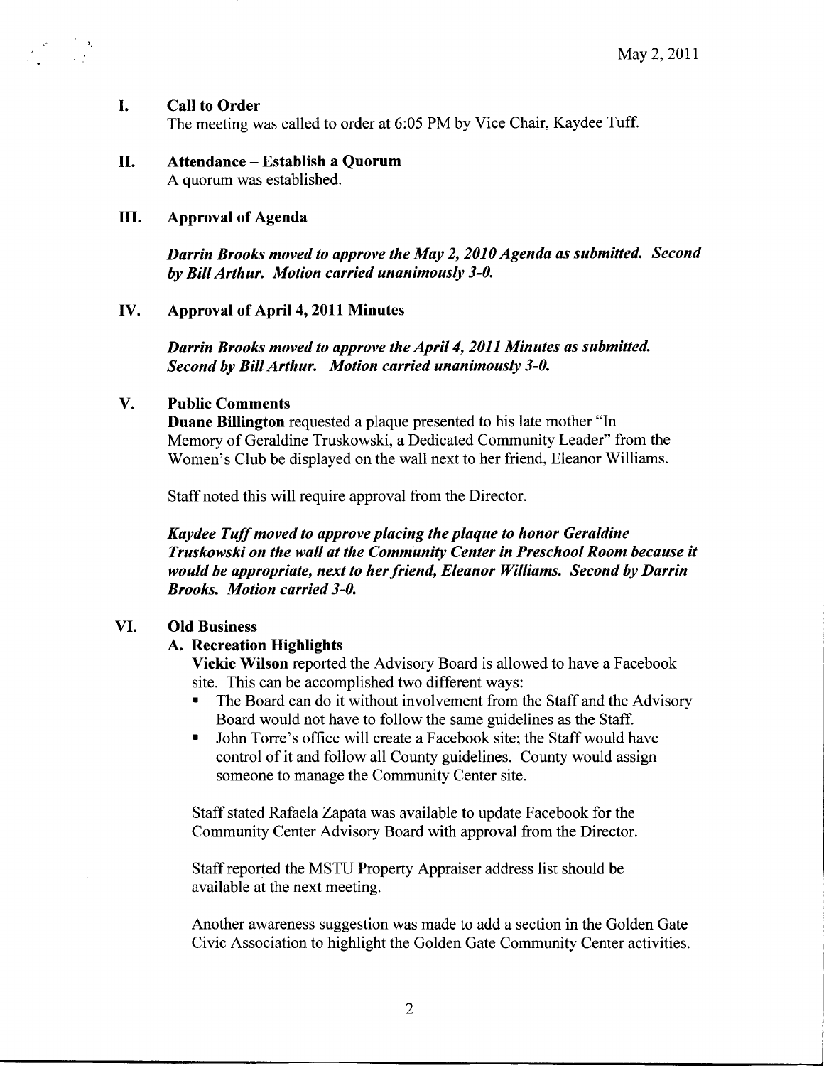May 2, 2011

## I. Call to Order

The meeting was called to order at 6:05 PM by Vice Chair, Kaydee Tuff.

## II. Attendance – Establish a Quorum

A quorum was established.

## III. Approval of Agenda

***Darrin Brooks moved to approve the May 2, 2010 Agenda as submitted. Second by Bill Arthur. Motion carried unanimously 3-0.***

## IV. Approval of April 4, 2011 Minutes

***Darrin Brooks moved to approve the April 4, 2011 Minutes as submitted. Second by Bill Arthur. Motion carried unanimously 3-0.***

## V. Public Comments

**Duane Billington** requested a plaque presented to his late mother "In Memory of Geraldine Truskowski, a Dedicated Community Leader" from the Women's Club be displayed on the wall next to her friend, Eleanor Williams.

Staff noted this will require approval from the Director.

***Kaydee Tuff moved to approve placing the plaque to honor Geraldine Truskowski on the wall at the Community Center in Preschool Room because it would be appropriate, next to her friend, Eleanor Williams. Second by Darrin Brooks. Motion carried 3-0.***

## VI. Old Business

### A. Recreation Highlights

**Vickie Wilson** reported the Advisory Board is allowed to have a Facebook site. This can be accomplished two different ways:

- The Board can do it without involvement from the Staff and the Advisory Board would not have to follow the same guidelines as the Staff.
- John Torre's office will create a Facebook site; the Staff would have control of it and follow all County guidelines. County would assign someone to manage the Community Center site.

Staff stated Rafaela Zapata was available to update Facebook for the Community Center Advisory Board with approval from the Director.

Staff reported the MSTU Property Appraiser address list should be available at the next meeting.

Another awareness suggestion was made to add a section in the Golden Gate Civic Association to highlight the Golden Gate Community Center activities.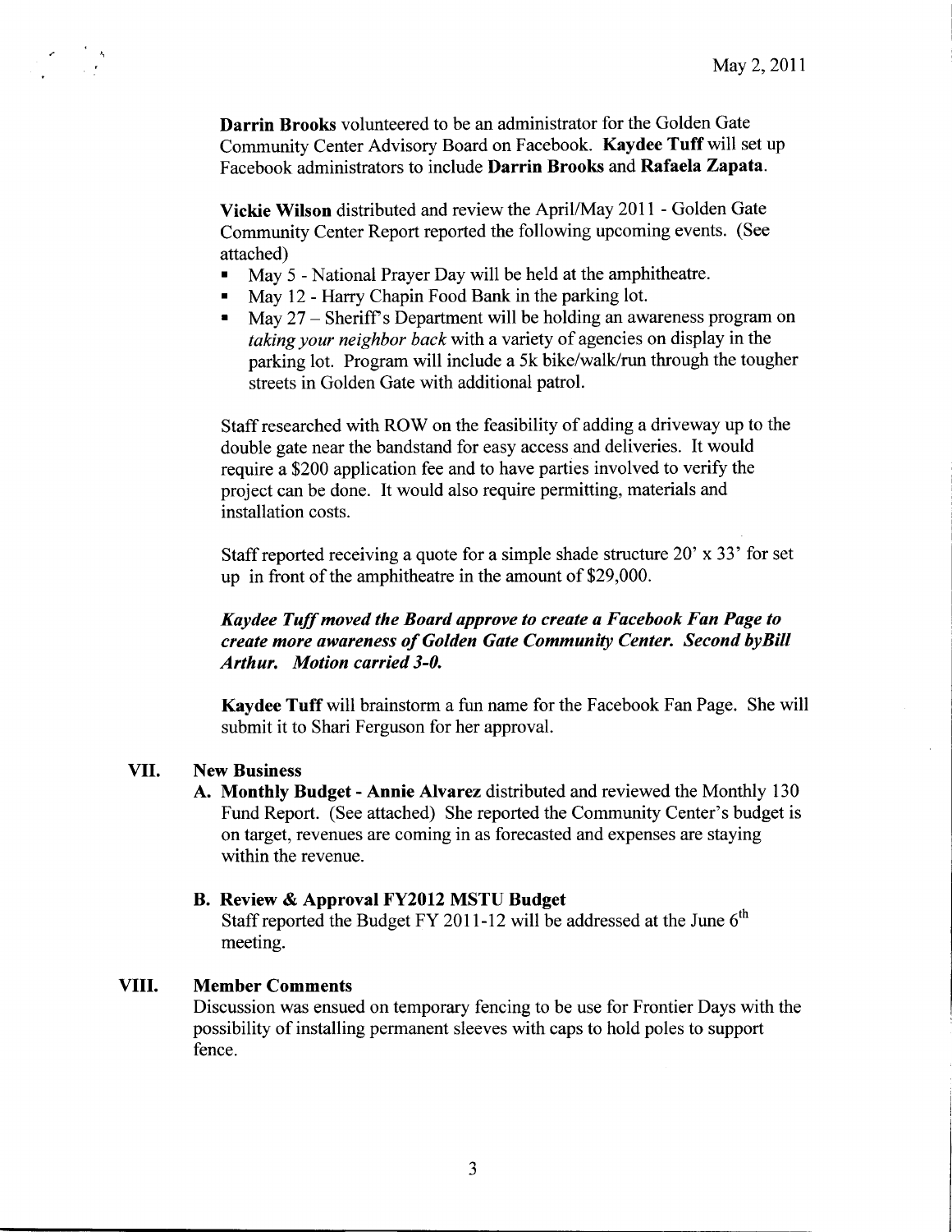**Darrin Brooks** volunteered to be an administrator for the Golden Gate Community Center Advisory Board on Facebook. **Kaydee Tuff** will set up Facebook administrators to include **Darrin Brooks** and **Rafaela Zapata**.

**Vickie Wilson** distributed and review the April/May 2011 - Golden Gate Community Center Report reported the following upcoming events. (See attached)

- May 5 - National Prayer Day will be held at the amphitheatre.
- May 12 - Harry Chapin Food Bank in the parking lot.
- May 27 – Sheriff's Department will be holding an awareness program on *taking your neighbor back* with a variety of agencies on display in the parking lot. Program will include a 5k bike/walk/run through the tougher streets in Golden Gate with additional patrol.

Staff researched with ROW on the feasibility of adding a driveway up to the double gate near the bandstand for easy access and deliveries. It would require a $200 application fee and to have parties involved to verify the project can be done. It would also require permitting, materials and installation costs.

Staff reported receiving a quote for a simple shade structure 20' x 33' for set up in front of the amphitheatre in the amount of $29,000.

***Kaydee Tuff moved the Board approve to create a Facebook Fan Page to create more awareness of Golden Gate Community Center. Second byBill Arthur. Motion carried 3-0.***

**Kaydee Tuff** will brainstorm a fun name for the Facebook Fan Page. She will submit it to Shari Ferguson for her approval.

## VII. New Business

**A. Monthly Budget - Annie Alvarez** distributed and reviewed the Monthly 130 Fund Report. (See attached) She reported the Community Center's budget is on target, revenues are coming in as forecasted and expenses are staying within the revenue.

**B. Review & Approval FY2012 MSTU Budget**

Staff reported the Budget FY 2011-12 will be addressed at the June 6th meeting.

## VIII. Member Comments

Discussion was ensued on temporary fencing to be use for Frontier Days with the possibility of installing permanent sleeves with caps to hold poles to support fence.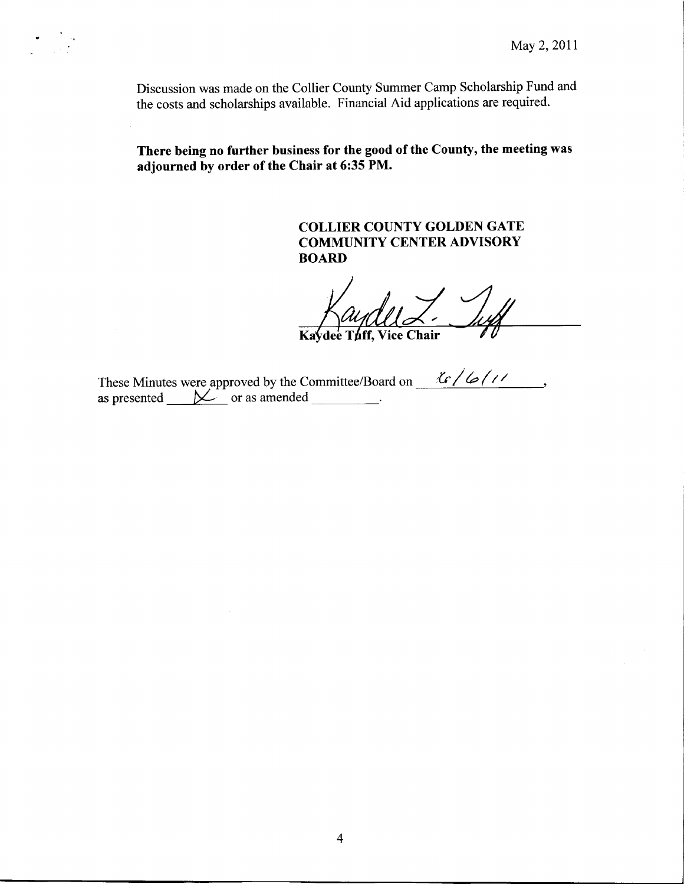Discussion was made on the Collier County Summer Camp Scholarship Fund and the costs and scholarships available. Financial Aid applications are required.

**There being no further business for the good of the County, the meeting was adjourned by order of the Chair at 6:35 PM.**

**COLLIER COUNTY GOLDEN GATE COMMUNITY CENTER ADVISORY BOARD**

Kaydee Tuff

**Kaydee Tuff, Vice Chair**

These Minutes were approved by the Committee/Board on 6/6/11, as presented X or as amended ______.